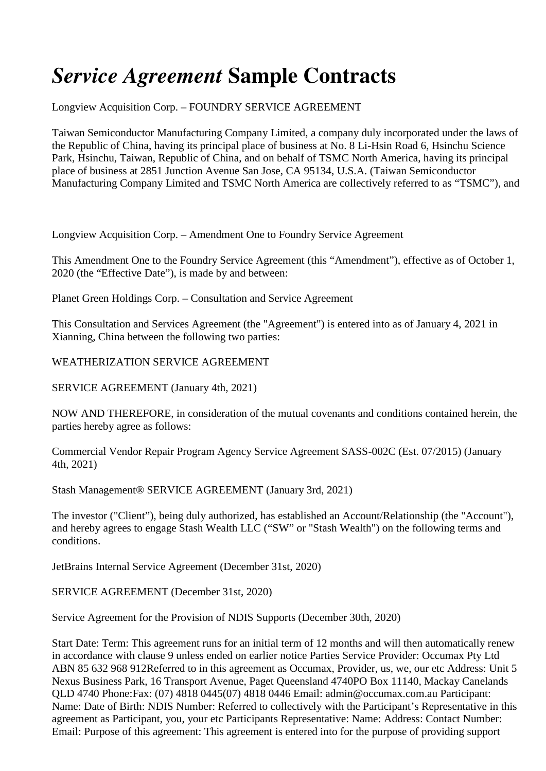# *Service Agreement* Sample Contracts

Longview Acquisition Corp. – FOUNDRY SERVICE AGREEMENT

Taiwan Semiconductor Manufacturing Company Limited, a company duly incorporated under the laws of the Republic of China, having its principal place of business at No. 8 Li-Hsin Road 6, Hsinchu Science Park, Hsinchu, Taiwan, Republic of China, and on behalf of TSMC North America, having its principal place of business at 2851 Junction Avenue San Jose, CA 95134, U.S.A. (Taiwan Semiconductor Manufacturing Company Limited and TSMC North America are collectively referred to as "TSMC"), and

Longview Acquisition Corp. – Amendment One to Foundry Service Agreement

This Amendment One to the Foundry Service Agreement (this "Amendment"), effective as of October 1, 2020 (the "Effective Date"), is made by and between:

Planet Green Holdings Corp. – Consultation and Service Agreement

This Consultation and Services Agreement (the "Agreement") is entered into as of January 4, 2021 in Xianning, China between the following two parties:

WEATHERIZATION SERVICE AGREEMENT

SERVICE AGREEMENT (January 4th, 2021)

NOW AND THEREFORE, in consideration of the mutual covenants and conditions contained herein, the parties hereby agree as follows:

Commercial Vendor Repair Program Agency Service Agreement SASS-002C (Est. 07/2015) (January 4th, 2021)

Stash Management® SERVICE AGREEMENT (January 3rd, 2021)

The investor ("Client"), being duly authorized, has established an Account/Relationship (the "Account"), and hereby agrees to engage Stash Wealth LLC ("SW" or "Stash Wealth") on the following terms and conditions.

JetBrains Internal Service Agreement (December 31st, 2020)

SERVICE AGREEMENT (December 31st, 2020)

Service Agreement for the Provision of NDIS Supports (December 30th, 2020)

Start Date: Term: This agreement runs for an initial term of 12 months and will then automatically renew in accordance with clause 9 unless ended on earlier notice Parties Service Provider: Occumax Pty Ltd ABN 85 632 968 912Referred to in this agreement as Occumax, Provider, us, we, our etc Address: Unit 5 Nexus Business Park, 16 Transport Avenue, Paget Queensland 4740PO Box 11140, Mackay Canelands QLD 4740 Phone:Fax: (07) 4818 0445(07) 4818 0446 Email: admin@occumax.com.au Participant: Name: Date of Birth: NDIS Number: Referred to collectively with the Participant's Representative in this agreement as Participant, you, your etc Participants Representative: Name: Address: Contact Number: Email: Purpose of this agreement: This agreement is entered into for the purpose of providing support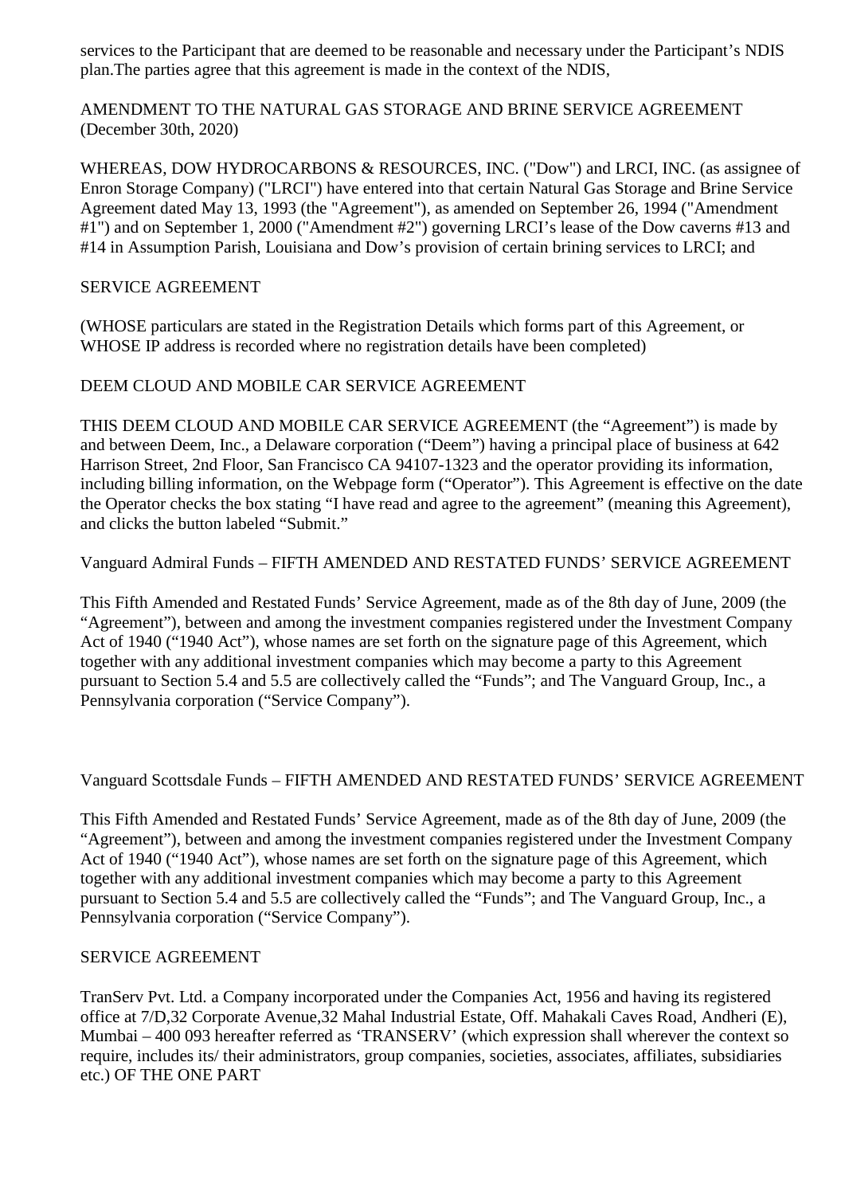services to the Participant that are deemed to be reasonable and necessary under the Participant's NDIS plan.The parties agree that this agreement is made in the context of the NDIS,

AMENDMENT TO THE NATURAL GAS STORAGE AND BRINE SERVICE AGREEMENT (December 30th, 2020)

WHEREAS, DOW HYDROCARBONS & RESOURCES, INC. ("Dow") and LRCI, INC. (as assignee of Enron Storage Company) ("LRCI") have entered into that certain Natural Gas Storage and Brine Service Agreement dated May 13, 1993 (the "Agreement"), as amended on September 26, 1994 ("Amendment #1") and on September 1, 2000 ("Amendment #2") governing LRCI's lease of the Dow caverns #13 and #14 in Assumption Parish, Louisiana and Dow's provision of certain brining services to LRCI; and

SERVICE AGREEMENT

(WHOSE particulars are stated in the Registration Details which forms part of this Agreement, or WHOSE IP address is recorded where no registration details have been completed)

DEEM CLOUD AND MOBILE CAR SERVICE AGREEMENT

THIS DEEM CLOUD AND MOBILE CAR SERVICE AGREEMENT (the "Agreement") is made by and between Deem, Inc., a Delaware corporation ("Deem") having a principal place of business at 642 Harrison Street, 2nd Floor, San Francisco CA 94107-1323 and the operator providing its information, including billing information, on the Webpage form ("Operator"). This Agreement is effective on the date the Operator checks the box stating "I have read and agree to the agreement" (meaning this Agreement), and clicks the button labeled "Submit."

Vanguard Admiral Funds – FIFTH AMENDED AND RESTATED FUNDS' SERVICE AGREEMENT

This Fifth Amended and Restated Funds' Service Agreement, made as of the 8th day of June, 2009 (the "Agreement"), between and among the investment companies registered under the Investment Company Act of 1940 ("1940 Act"), whose names are set forth on the signature page of this Agreement, which together with any additional investment companies which may become a party to this Agreement pursuant to Section 5.4 and 5.5 are collectively called the "Funds"; and The Vanguard Group, Inc., a Pennsylvania corporation ("Service Company").

Vanguard Scottsdale Funds – FIFTH AMENDED AND RESTATED FUNDS' SERVICE AGREEMENT

This Fifth Amended and Restated Funds' Service Agreement, made as of the 8th day of June, 2009 (the "Agreement"), between and among the investment companies registered under the Investment Company Act of 1940 ("1940 Act"), whose names are set forth on the signature page of this Agreement, which together with any additional investment companies which may become a party to this Agreement pursuant to Section 5.4 and 5.5 are collectively called the "Funds"; and The Vanguard Group, Inc., a Pennsylvania corporation ("Service Company").

SERVICE AGREEMENT

TranServ Pvt. Ltd. a Company incorporated under the Companies Act, 1956 and having its registered office at 7/D,32 Corporate Avenue,32 Mahal Industrial Estate, Off. Mahakali Caves Road, Andheri (E), Mumbai – 400 093 hereafter referred as 'TRANSERV' (which expression shall wherever the context so require, includes its/ their administrators, group companies, societies, associates, affiliates, subsidiaries etc.) OF THE ONE PART